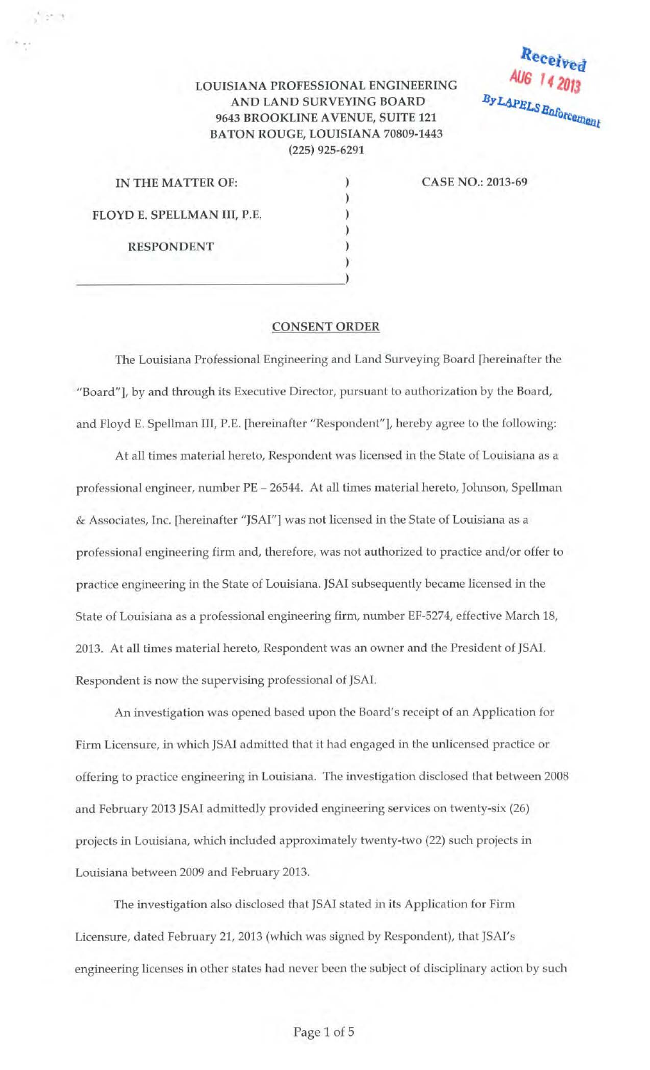Received
AUG 14 2013
By LAPELS Enforcement

LOUISIANA PROFESSIONAL ENGINEERING
AND LAND SURVEYING BOARD
9643 BROOKLINE AVENUE, SUITE 121
BATON ROUGE, LOUISIANA 70809-1443
(225) 925-6291

IN THE MATTER OF:

FLOYD E. SPELLMAN III, P.E.

RESPONDENT

CASE NO.: 2013-69

## CONSENT ORDER

The Louisiana Professional Engineering and Land Surveying Board [hereinafter the "Board"], by and through its Executive Director, pursuant to authorization by the Board, and Floyd E. Spellman III, P.E. [hereinafter "Respondent"], hereby agree to the following:

At all times material hereto, Respondent was licensed in the State of Louisiana as a professional engineer, number PE – 26544. At all times material hereto, Johnson, Spellman & Associates, Inc. [hereinafter "JSAI"] was not licensed in the State of Louisiana as a professional engineering firm and, therefore, was not authorized to practice and/or offer to practice engineering in the State of Louisiana. JSAI subsequently became licensed in the State of Louisiana as a professional engineering firm, number EF-5274, effective March 18, 2013. At all times material hereto, Respondent was an owner and the President of JSAI. Respondent is now the supervising professional of JSAI.

An investigation was opened based upon the Board's receipt of an Application for Firm Licensure, in which JSAI admitted that it had engaged in the unlicensed practice or offering to practice engineering in Louisiana. The investigation disclosed that between 2008 and February 2013 JSAI admittedly provided engineering services on twenty-six (26) projects in Louisiana, which included approximately twenty-two (22) such projects in Louisiana between 2009 and February 2013.

The investigation also disclosed that JSAI stated in its Application for Firm Licensure, dated February 21, 2013 (which was signed by Respondent), that JSAI's engineering licenses in other states had never been the subject of disciplinary action by such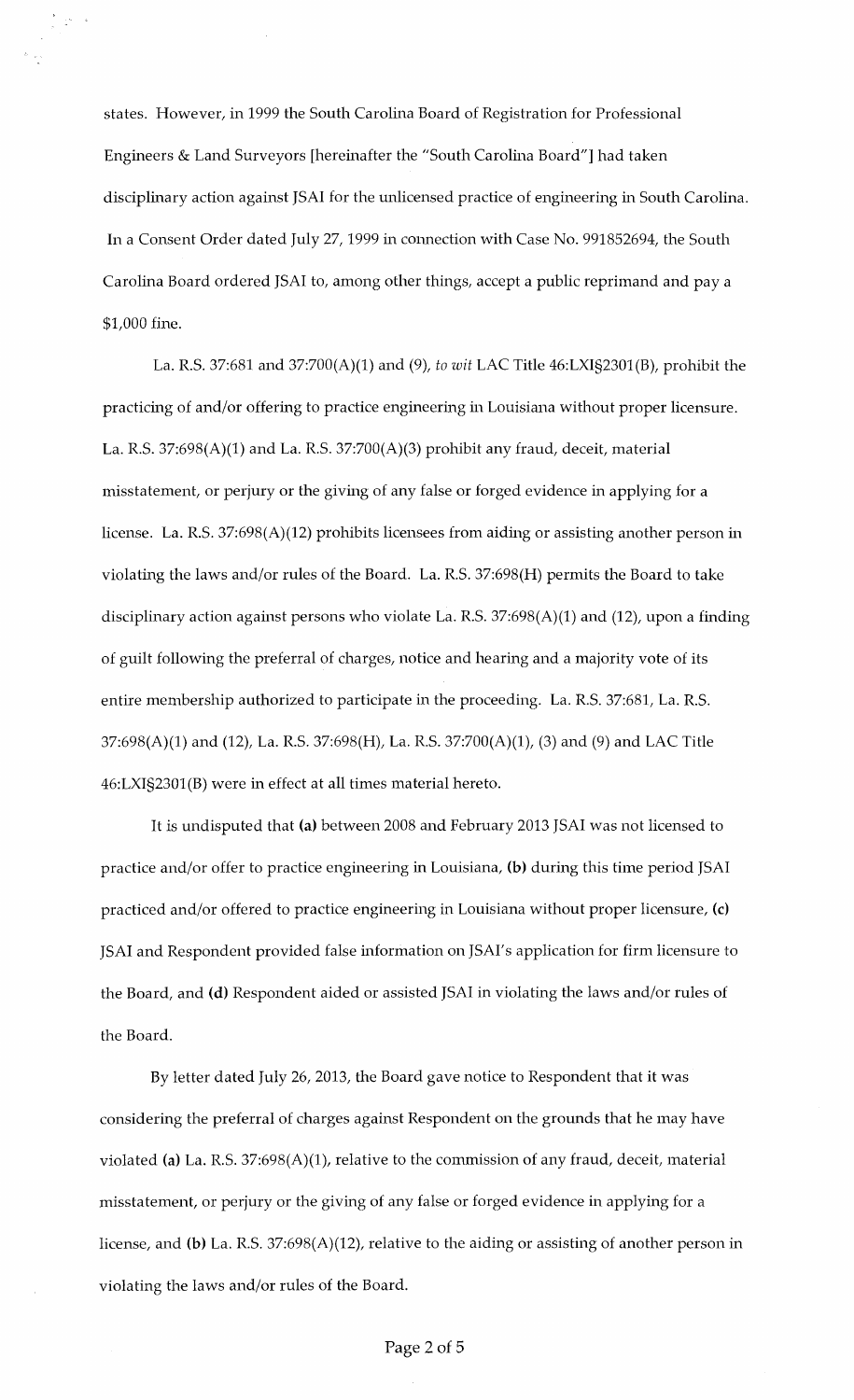states. However, in 1999 the South Carolina Board of Registration for Professional Engineers & Land Surveyors [hereinafter the "South Carolina Board"] had taken disciplinary action against JSAI for the unlicensed practice of engineering in South Carolina. In a Consent Order dated July 27, 1999 in connection with Case No. 991852694, the South Carolina Board ordered JSAI to, among other things, accept a public reprimand and pay a $1,000 fine.

La. R.S. 37:681 and 37:700(A)(1) and (9), *to wit* LAC Title 46:LXI§2301(B), prohibit the practicing of and/or offering to practice engineering in Louisiana without proper licensure. La. R.S. 37:698(A)(1) and La. R.S. 37:700(A)(3) prohibit any fraud, deceit, material misstatement, or perjury or the giving of any false or forged evidence in applying for a license. La. R.S. 37:698(A)(12) prohibits licensees from aiding or assisting another person in violating the laws and/or rules of the Board. La. R.S. 37:698(H) permits the Board to take disciplinary action against persons who violate La. R.S. 37:698(A)(1) and (12), upon a finding of guilt following the preferral of charges, notice and hearing and a majority vote of its entire membership authorized to participate in the proceeding. La. R.S. 37:681, La. R.S. 37:698(A)(1) and (12), La. R.S. 37:698(H), La. R.S. 37:700(A)(1), (3) and (9) and LAC Title 46:LXI§2301(B) were in effect at all times material hereto.

It is undisputed that **(a)** between 2008 and February 2013 JSAI was not licensed to practice and/or offer to practice engineering in Louisiana, **(b)** during this time period JSAI practiced and/or offered to practice engineering in Louisiana without proper licensure, **(c)** JSAI and Respondent provided false information on JSAI's application for firm licensure to the Board, and **(d)** Respondent aided or assisted JSAI in violating the laws and/or rules of the Board.

By letter dated July 26, 2013, the Board gave notice to Respondent that it was considering the preferral of charges against Respondent on the grounds that he may have violated **(a)** La. R.S. 37:698(A)(1), relative to the commission of any fraud, deceit, material misstatement, or perjury or the giving of any false or forged evidence in applying for a license, and **(b)** La. R.S. 37:698(A)(12), relative to the aiding or assisting of another person in violating the laws and/or rules of the Board.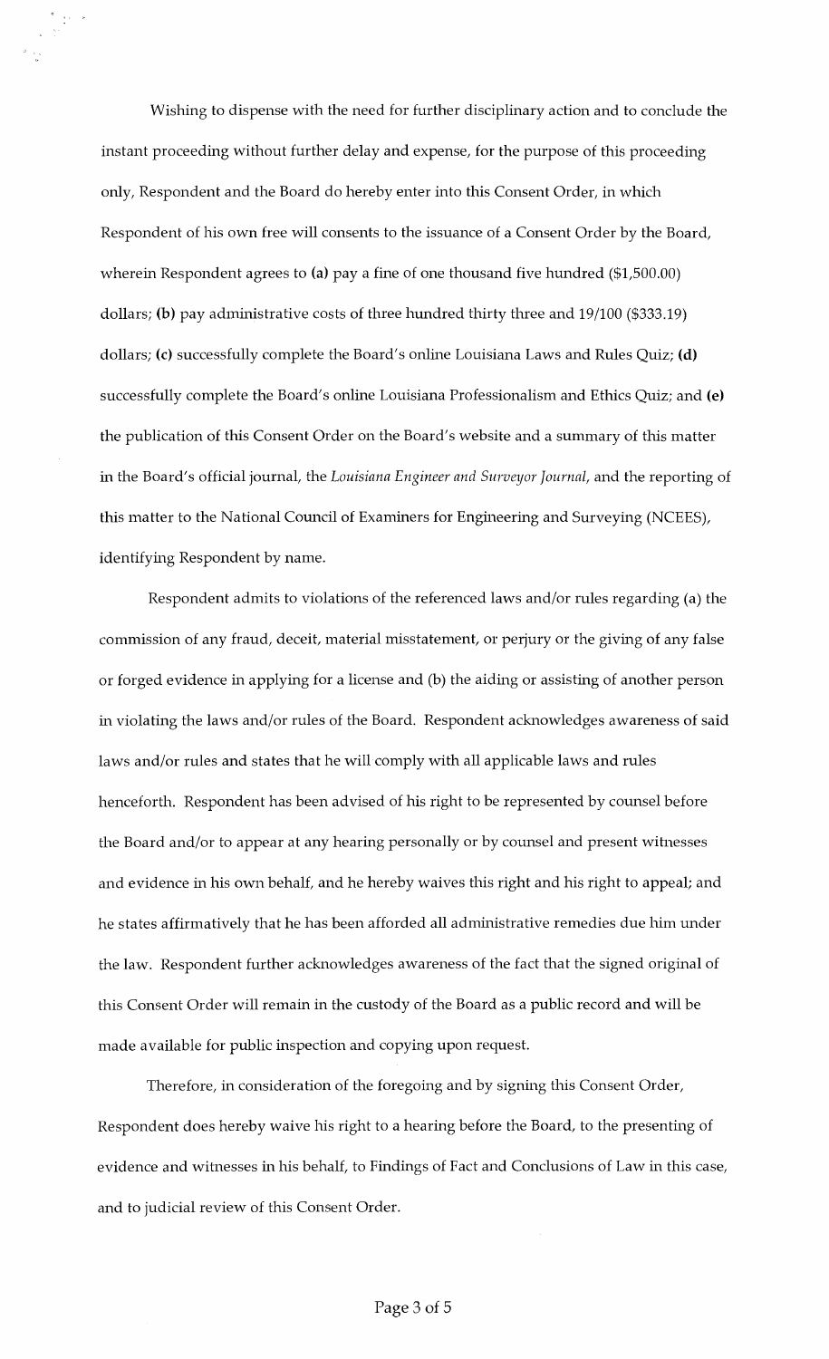Wishing to dispense with the need for further disciplinary action and to conclude the instant proceeding without further delay and expense, for the purpose of this proceeding only, Respondent and the Board do hereby enter into this Consent Order, in which Respondent of his own free will consents to the issuance of a Consent Order by the Board, wherein Respondent agrees to **(a)** pay a fine of one thousand five hundred ($1,500.00) dollars; **(b)** pay administrative costs of three hundred thirty three and 19/100 ($333.19) dollars; **(c)** successfully complete the Board's online Louisiana Laws and Rules Quiz; **(d)** successfully complete the Board's online Louisiana Professionalism and Ethics Quiz; and **(e)** the publication of this Consent Order on the Board's website and a summary of this matter in the Board's official journal, the *Louisiana Engineer and Surveyor Journal*, and the reporting of this matter to the National Council of Examiners for Engineering and Surveying (NCEES), identifying Respondent by name.

Respondent admits to violations of the referenced laws and/or rules regarding (a) the commission of any fraud, deceit, material misstatement, or perjury or the giving of any false or forged evidence in applying for a license and (b) the aiding or assisting of another person in violating the laws and/or rules of the Board. Respondent acknowledges awareness of said laws and/or rules and states that he will comply with all applicable laws and rules henceforth. Respondent has been advised of his right to be represented by counsel before the Board and/or to appear at any hearing personally or by counsel and present witnesses and evidence in his own behalf, and he hereby waives this right and his right to appeal; and he states affirmatively that he has been afforded all administrative remedies due him under the law. Respondent further acknowledges awareness of the fact that the signed original of this Consent Order will remain in the custody of the Board as a public record and will be made available for public inspection and copying upon request.

Therefore, in consideration of the foregoing and by signing this Consent Order, Respondent does hereby waive his right to a hearing before the Board, to the presenting of evidence and witnesses in his behalf, to Findings of Fact and Conclusions of Law in this case, and to judicial review of this Consent Order.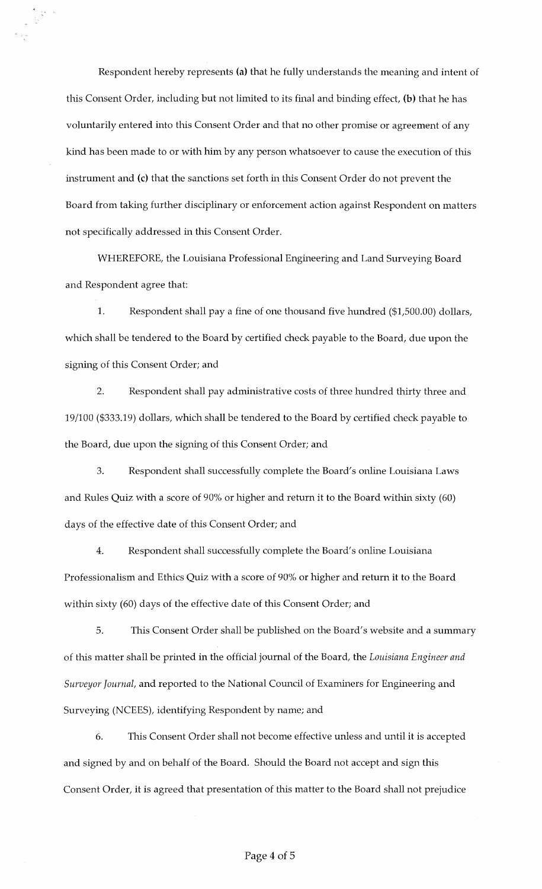Respondent hereby represents **(a)** that he fully understands the meaning and intent of this Consent Order, including but not limited to its final and binding effect, **(b)** that he has voluntarily entered into this Consent Order and that no other promise or agreement of any kind has been made to or with him by any person whatsoever to cause the execution of this instrument and **(c)** that the sanctions set forth in this Consent Order do not prevent the Board from taking further disciplinary or enforcement action against Respondent on matters not specifically addressed in this Consent Order.

WHEREFORE, the Louisiana Professional Engineering and Land Surveying Board and Respondent agree that:

1. Respondent shall pay a fine of one thousand five hundred ($1,500.00) dollars, which shall be tendered to the Board by certified check payable to the Board, due upon the signing of this Consent Order; and

2. Respondent shall pay administrative costs of three hundred thirty three and 19/100 ($333.19) dollars, which shall be tendered to the Board by certified check payable to the Board, due upon the signing of this Consent Order; and

3. Respondent shall successfully complete the Board's online Louisiana Laws and Rules Quiz with a score of 90% or higher and return it to the Board within sixty (60) days of the effective date of this Consent Order; and

4. Respondent shall successfully complete the Board's online Louisiana Professionalism and Ethics Quiz with a score of 90% or higher and return it to the Board within sixty (60) days of the effective date of this Consent Order; and

5. This Consent Order shall be published on the Board's website and a summary of this matter shall be printed in the official journal of the Board, the *Louisiana Engineer and Surveyor Journal*, and reported to the National Council of Examiners for Engineering and Surveying (NCEES), identifying Respondent by name; and

6. This Consent Order shall not become effective unless and until it is accepted and signed by and on behalf of the Board. Should the Board not accept and sign this Consent Order, it is agreed that presentation of this matter to the Board shall not prejudice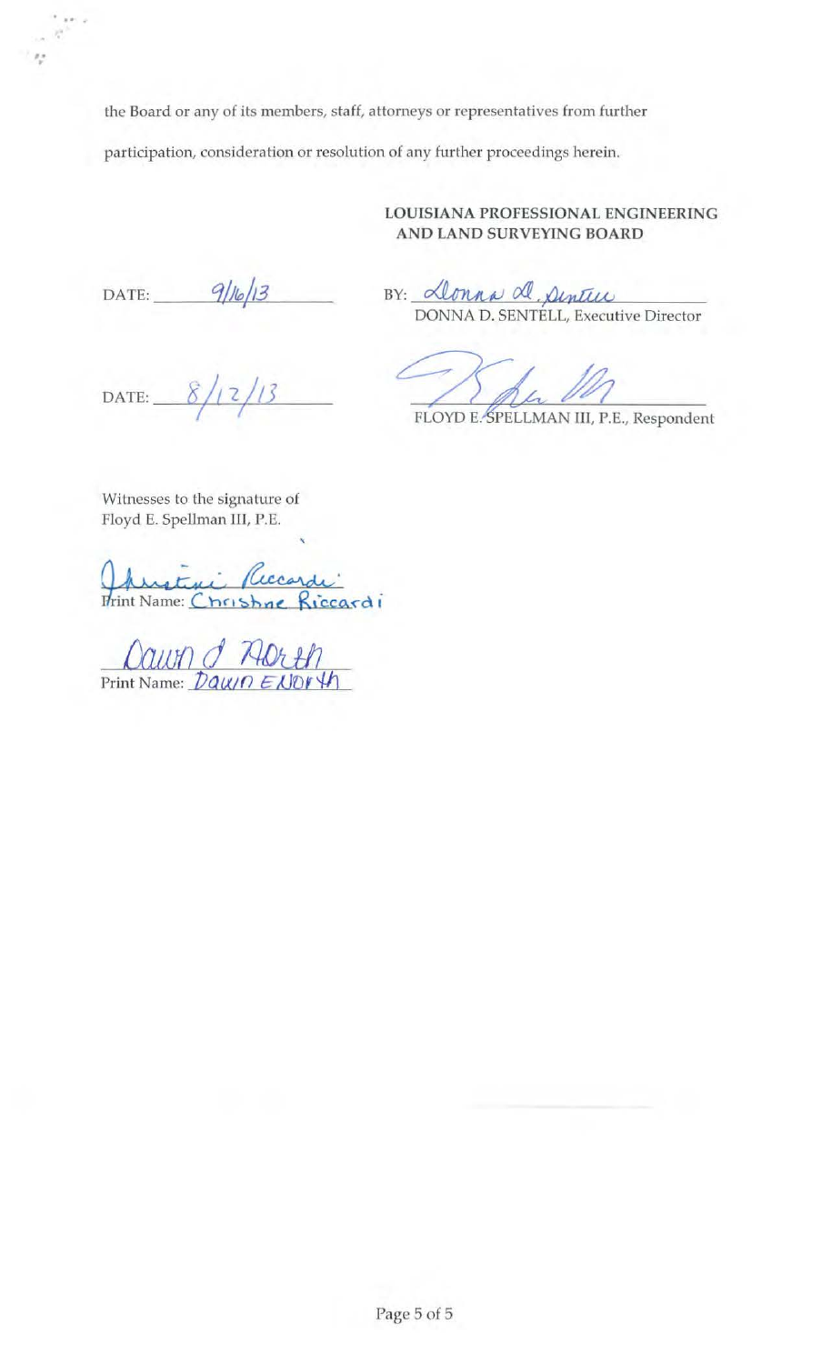the Board or any of its members, staff, attorneys or representatives from further participation, consideration or resolution of any further proceedings herein.

**LOUISIANA PROFESSIONAL ENGINEERING AND LAND SURVEYING BOARD**

DATE: 9/16/13

BY: Donna D. Sentell
DONNA D. SENTELL, Executive Director

DATE: 8/12/13

FLOYD E. SPELLMAN III, P.E., Respondent

Witnesses to the signature of Floyd E. Spellman III, P.E.

Christine Riccardi
Print Name: Christine Riccardi

Dawn d North
Print Name: Dawn E North